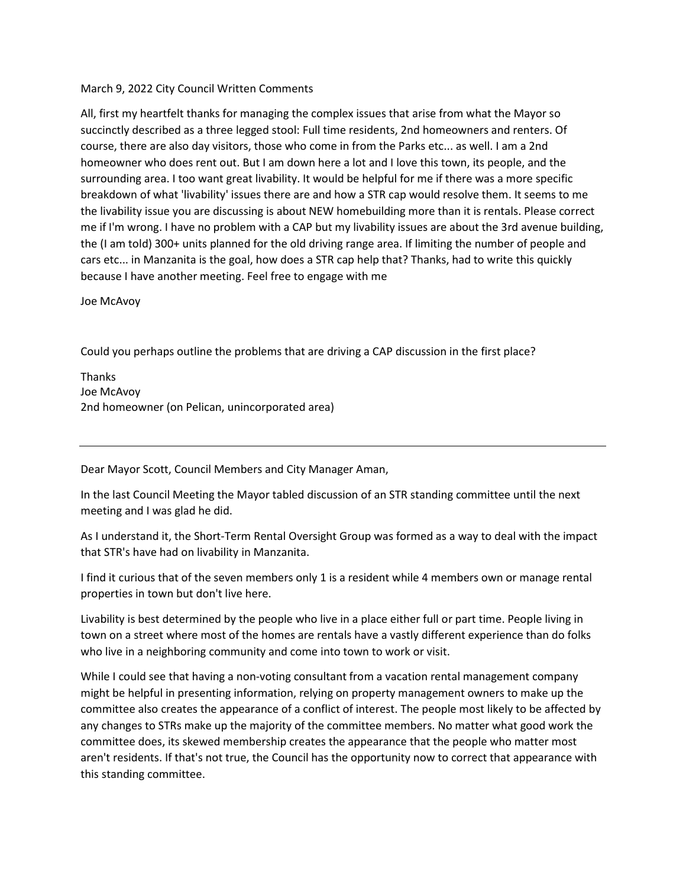March 9, 2022 City Council Written Comments

All, first my heartfelt thanks for managing the complex issues that arise from what the Mayor so succinctly described as a three legged stool: Full time residents, 2nd homeowners and renters. Of course, there are also day visitors, those who come in from the Parks etc... as well. I am a 2nd homeowner who does rent out. But I am down here a lot and I love this town, its people, and the surrounding area. I too want great livability. It would be helpful for me if there was a more specific breakdown of what 'livability' issues there are and how a STR cap would resolve them. It seems to me the livability issue you are discussing is about NEW homebuilding more than it is rentals. Please correct me if I'm wrong. I have no problem with a CAP but my livability issues are about the 3rd avenue building, the (I am told) 300+ units planned for the old driving range area. If limiting the number of people and cars etc... in Manzanita is the goal, how does a STR cap help that? Thanks, had to write this quickly because I have another meeting. Feel free to engage with me

Joe McAvoy

Could you perhaps outline the problems that are driving a CAP discussion in the first place?

Thanks
Joe McAvoy
2nd homeowner (on Pelican, unincorporated area)

---

Dear Mayor Scott, Council Members and City Manager Aman,

In the last Council Meeting the Mayor tabled discussion of an STR standing committee until the next meeting and I was glad he did.

As I understand it, the Short-Term Rental Oversight Group was formed as a way to deal with the impact that STR's have had on livability in Manzanita.

I find it curious that of the seven members only 1 is a resident while 4 members own or manage rental properties in town but don't live here.

Livability is best determined by the people who live in a place either full or part time. People living in town on a street where most of the homes are rentals have a vastly different experience than do folks who live in a neighboring community and come into town to work or visit.

While I could see that having a non-voting consultant from a vacation rental management company might be helpful in presenting information, relying on property management owners to make up the committee also creates the appearance of a conflict of interest. The people most likely to be affected by any changes to STRs make up the majority of the committee members. No matter what good work the committee does, its skewed membership creates the appearance that the people who matter most aren't residents. If that's not true, the Council has the opportunity now to correct that appearance with this standing committee.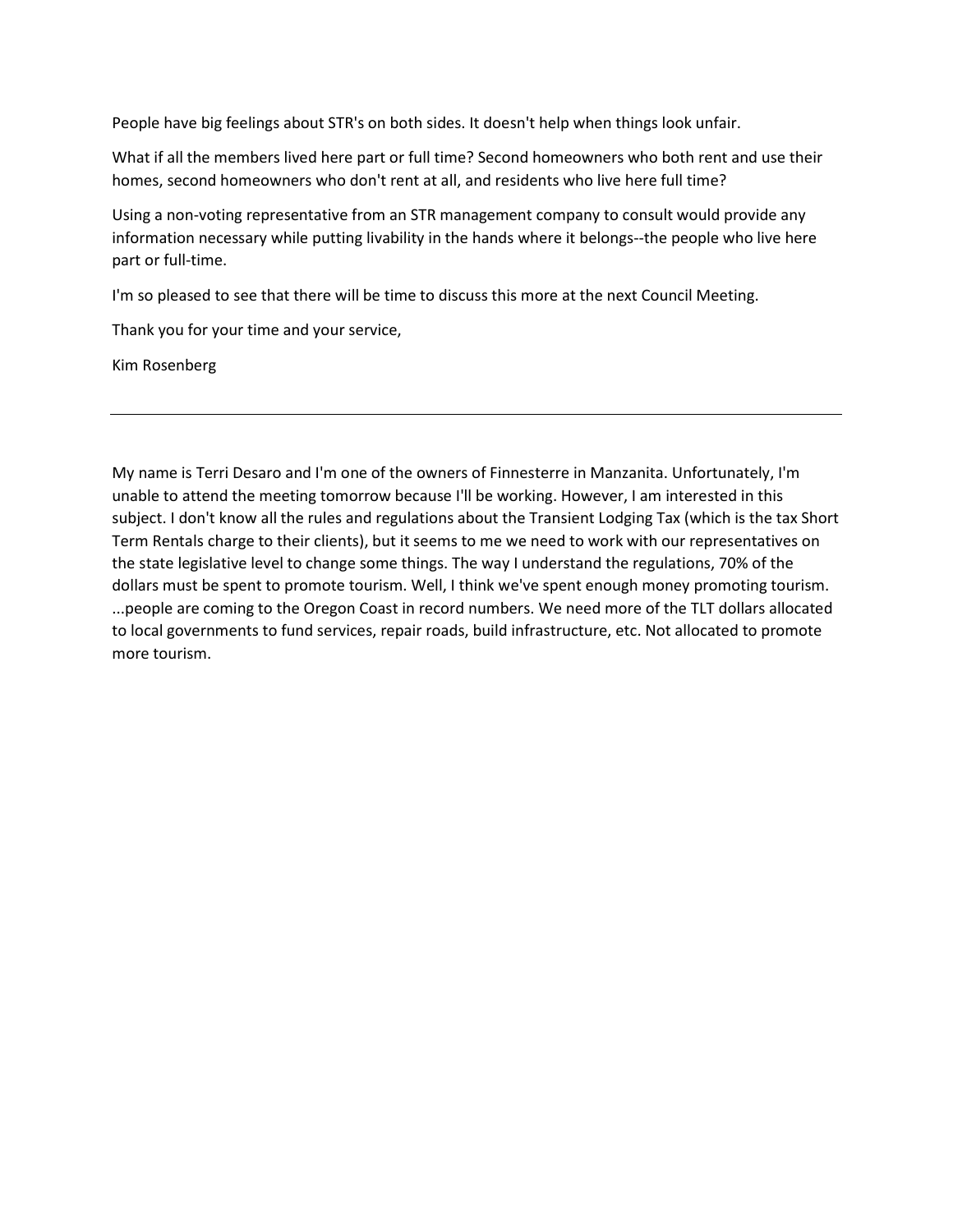People have big feelings about STR's on both sides. It doesn't help when things look unfair.

What if all the members lived here part or full time? Second homeowners who both rent and use their homes, second homeowners who don't rent at all, and residents who live here full time?

Using a non-voting representative from an STR management company to consult would provide any information necessary while putting livability in the hands where it belongs--the people who live here part or full-time.

I'm so pleased to see that there will be time to discuss this more at the next Council Meeting.

Thank you for your time and your service,

Kim Rosenberg

---

My name is Terri Desaro and I'm one of the owners of Finnesterre in Manzanita. Unfortunately, I'm unable to attend the meeting tomorrow because I'll be working. However, I am interested in this subject. I don't know all the rules and regulations about the Transient Lodging Tax (which is the tax Short Term Rentals charge to their clients), but it seems to me we need to work with our representatives on the state legislative level to change some things. The way I understand the regulations, 70% of the dollars must be spent to promote tourism. Well, I think we've spent enough money promoting tourism. ...people are coming to the Oregon Coast in record numbers. We need more of the TLT dollars allocated to local governments to fund services, repair roads, build infrastructure, etc. Not allocated to promote more tourism.